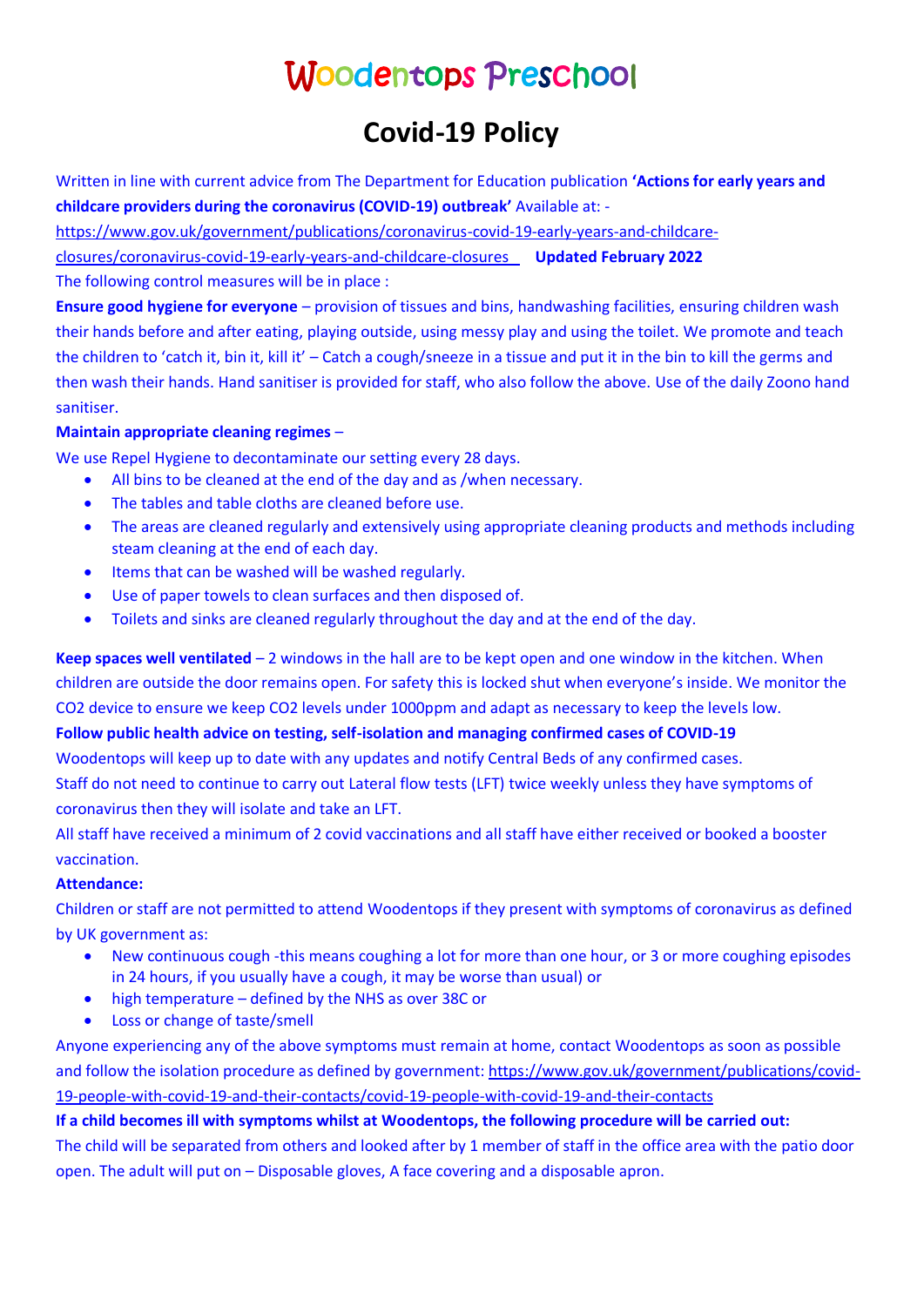# Woodentops Preschool

## Covid-19 Policy

Written in line with current advice from The Department for Education publication **'Actions for early years and childcare providers during the coronavirus (COVID-19) outbreak'** Available at: - https://www.gov.uk/government/publications/coronavirus-covid-19-early-years-and-childcare-closures/coronavirus-covid-19-early-years-and-childcare-closures **Updated February 2022**

The following control measures will be in place :

**Ensure good hygiene for everyone** – provision of tissues and bins, handwashing facilities, ensuring children wash their hands before and after eating, playing outside, using messy play and using the toilet. We promote and teach the children to 'catch it, bin it, kill it' – Catch a cough/sneeze in a tissue and put it in the bin to kill the germs and then wash their hands. Hand sanitiser is provided for staff, who also follow the above. Use of the daily Zoono hand sanitiser.

**Maintain appropriate cleaning regimes** –

We use Repel Hygiene to decontaminate our setting every 28 days.

- All bins to be cleaned at the end of the day and as /when necessary.
- The tables and table cloths are cleaned before use.
- The areas are cleaned regularly and extensively using appropriate cleaning products and methods including steam cleaning at the end of each day.
- Items that can be washed will be washed regularly.
- Use of paper towels to clean surfaces and then disposed of.
- Toilets and sinks are cleaned regularly throughout the day and at the end of the day.

**Keep spaces well ventilated** – 2 windows in the hall are to be kept open and one window in the kitchen. When children are outside the door remains open. For safety this is locked shut when everyone's inside. We monitor the CO2 device to ensure we keep CO2 levels under 1000ppm and adapt as necessary to keep the levels low.

**Follow public health advice on testing, self-isolation and managing confirmed cases of COVID-19**

Woodentops will keep up to date with any updates and notify Central Beds of any confirmed cases.

Staff do not need to continue to carry out Lateral flow tests (LFT) twice weekly unless they have symptoms of coronavirus then they will isolate and take an LFT.

All staff have received a minimum of 2 covid vaccinations and all staff have either received or booked a booster vaccination.

**Attendance:**

Children or staff are not permitted to attend Woodentops if they present with symptoms of coronavirus as defined by UK government as:

- New continuous cough -this means coughing a lot for more than one hour, or 3 or more coughing episodes in 24 hours, if you usually have a cough, it may be worse than usual) or
- high temperature – defined by the NHS as over 38C or
- Loss or change of taste/smell

Anyone experiencing any of the above symptoms must remain at home, contact Woodentops as soon as possible and follow the isolation procedure as defined by government: https://www.gov.uk/government/publications/covid-19-people-with-covid-19-and-their-contacts/covid-19-people-with-covid-19-and-their-contacts

**If a child becomes ill with symptoms whilst at Woodentops, the following procedure will be carried out:**

The child will be separated from others and looked after by 1 member of staff in the office area with the patio door open. The adult will put on – Disposable gloves, A face covering and a disposable apron.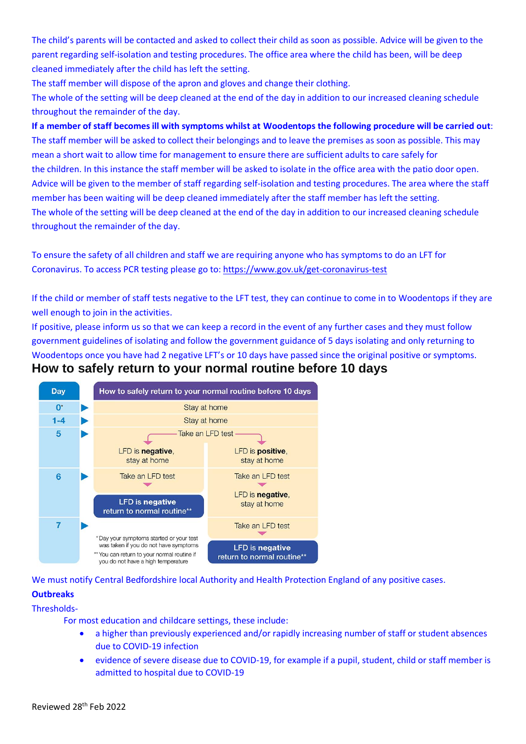The child's parents will be contacted and asked to collect their child as soon as possible. Advice will be given to the parent regarding self-isolation and testing procedures. The office area where the child has been, will be deep cleaned immediately after the child has left the setting.

The staff member will dispose of the apron and gloves and change their clothing.

The whole of the setting will be deep cleaned at the end of the day in addition to our increased cleaning schedule throughout the remainder of the day.

**If a member of staff becomes ill with symptoms whilst at Woodentops the following procedure will be carried out**:

The staff member will be asked to collect their belongings and to leave the premises as soon as possible. This may mean a short wait to allow time for management to ensure there are sufficient adults to care safely for the children. In this instance the staff member will be asked to isolate in the office area with the patio door open. Advice will be given to the member of staff regarding self-isolation and testing procedures. The area where the staff member has been waiting will be deep cleaned immediately after the staff member has left the setting.

The whole of the setting will be deep cleaned at the end of the day in addition to our increased cleaning schedule throughout the remainder of the day.

To ensure the safety of all children and staff we are requiring anyone who has symptoms to do an LFT for Coronavirus. To access PCR testing please go to: https://www.gov.uk/get-coronavirus-test

If the child or member of staff tests negative to the LFT test, they can continue to come in to Woodentops if they are well enough to join in the activities.

If positive, please inform us so that we can keep a record in the event of any further cases and they must follow government guidelines of isolating and follow the government guidance of 5 days isolating and only returning to Woodentops once you have had 2 negative LFT's or 10 days have passed since the original positive or symptoms.

## How to safely return to your normal routine before 10 days

| Day | How to safely return to your normal routine before 10 days | |
|---|---|---|
| 0* | Stay at home | |
| 1-4 | Stay at home | |
| 5 | Take an LFD test → LFD is **negative**, stay at home | Take an LFD test → LFD is **positive**, stay at home |
| 6 | Take an LFD test → **LFD is negative** return to normal routine** | Take an LFD test → LFD is **negative**, stay at home |
| 7 | | Take an LFD test → **LFD is negative** return to normal routine** |

\* Day your symptoms started or your test was taken if you do not have symptoms

\*\* You can return to your normal routine if you do not have a high temperature

We must notify Central Bedfordshire local Authority and Health Protection England of any positive cases.

**Outbreaks**

Thresholds-

For most education and childcare settings, these include:

- a higher than previously experienced and/or rapidly increasing number of staff or student absences due to COVID-19 infection
- evidence of severe disease due to COVID-19, for example if a pupil, student, child or staff member is admitted to hospital due to COVID-19

Reviewed 28th Feb 2022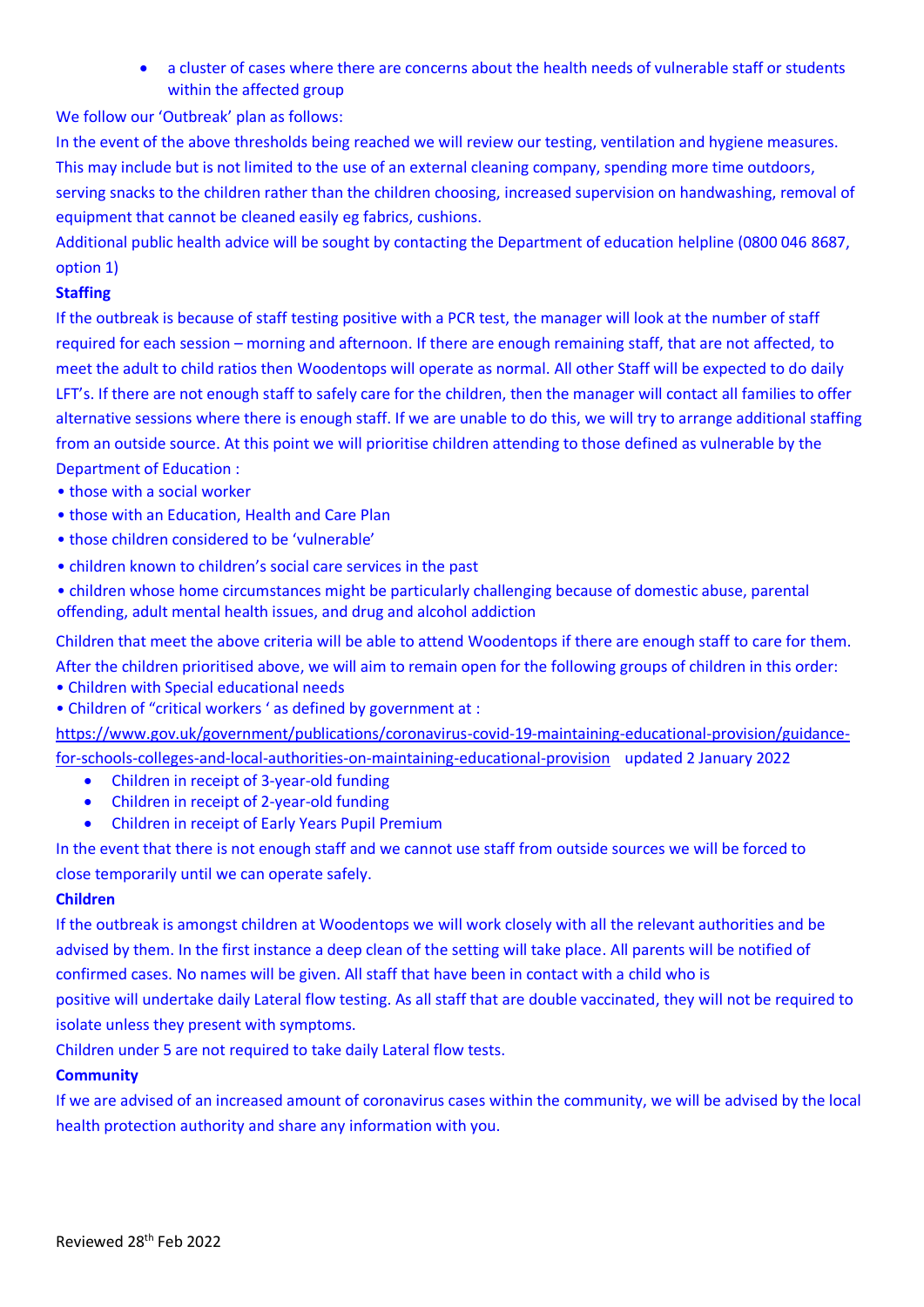- a cluster of cases where there are concerns about the health needs of vulnerable staff or students within the affected group

We follow our 'Outbreak' plan as follows:

In the event of the above thresholds being reached we will review our testing, ventilation and hygiene measures. This may include but is not limited to the use of an external cleaning company, spending more time outdoors, serving snacks to the children rather than the children choosing, increased supervision on handwashing, removal of equipment that cannot be cleaned easily eg fabrics, cushions.

Additional public health advice will be sought by contacting the Department of education helpline (0800 046 8687, option 1)

**Staffing**

If the outbreak is because of staff testing positive with a PCR test, the manager will look at the number of staff required for each session – morning and afternoon. If there are enough remaining staff, that are not affected, to meet the adult to child ratios then Woodentops will operate as normal. All other Staff will be expected to do daily LFT's. If there are not enough staff to safely care for the children, then the manager will contact all families to offer alternative sessions where there is enough staff. If we are unable to do this, we will try to arrange additional staffing from an outside source. At this point we will prioritise children attending to those defined as vulnerable by the Department of Education :

- those with a social worker
- those with an Education, Health and Care Plan
- those children considered to be 'vulnerable'
- children known to children's social care services in the past
- children whose home circumstances might be particularly challenging because of domestic abuse, parental offending, adult mental health issues, and drug and alcohol addiction

Children that meet the above criteria will be able to attend Woodentops if there are enough staff to care for them.

After the children prioritised above, we will aim to remain open for the following groups of children in this order:

- Children with Special educational needs
- Children of "critical workers ' as defined by government at :

https://www.gov.uk/government/publications/coronavirus-covid-19-maintaining-educational-provision/guidance-for-schools-colleges-and-local-authorities-on-maintaining-educational-provision updated 2 January 2022

- Children in receipt of 3-year-old funding
- Children in receipt of 2-year-old funding
- Children in receipt of Early Years Pupil Premium

In the event that there is not enough staff and we cannot use staff from outside sources we will be forced to close temporarily until we can operate safely.

**Children**

If the outbreak is amongst children at Woodentops we will work closely with all the relevant authorities and be advised by them. In the first instance a deep clean of the setting will take place. All parents will be notified of confirmed cases. No names will be given. All staff that have been in contact with a child who is positive will undertake daily Lateral flow testing. As all staff that are double vaccinated, they will not be required to isolate unless they present with symptoms.

Children under 5 are not required to take daily Lateral flow tests.

**Community**

If we are advised of an increased amount of coronavirus cases within the community, we will be advised by the local health protection authority and share any information with you.

Reviewed 28th Feb 2022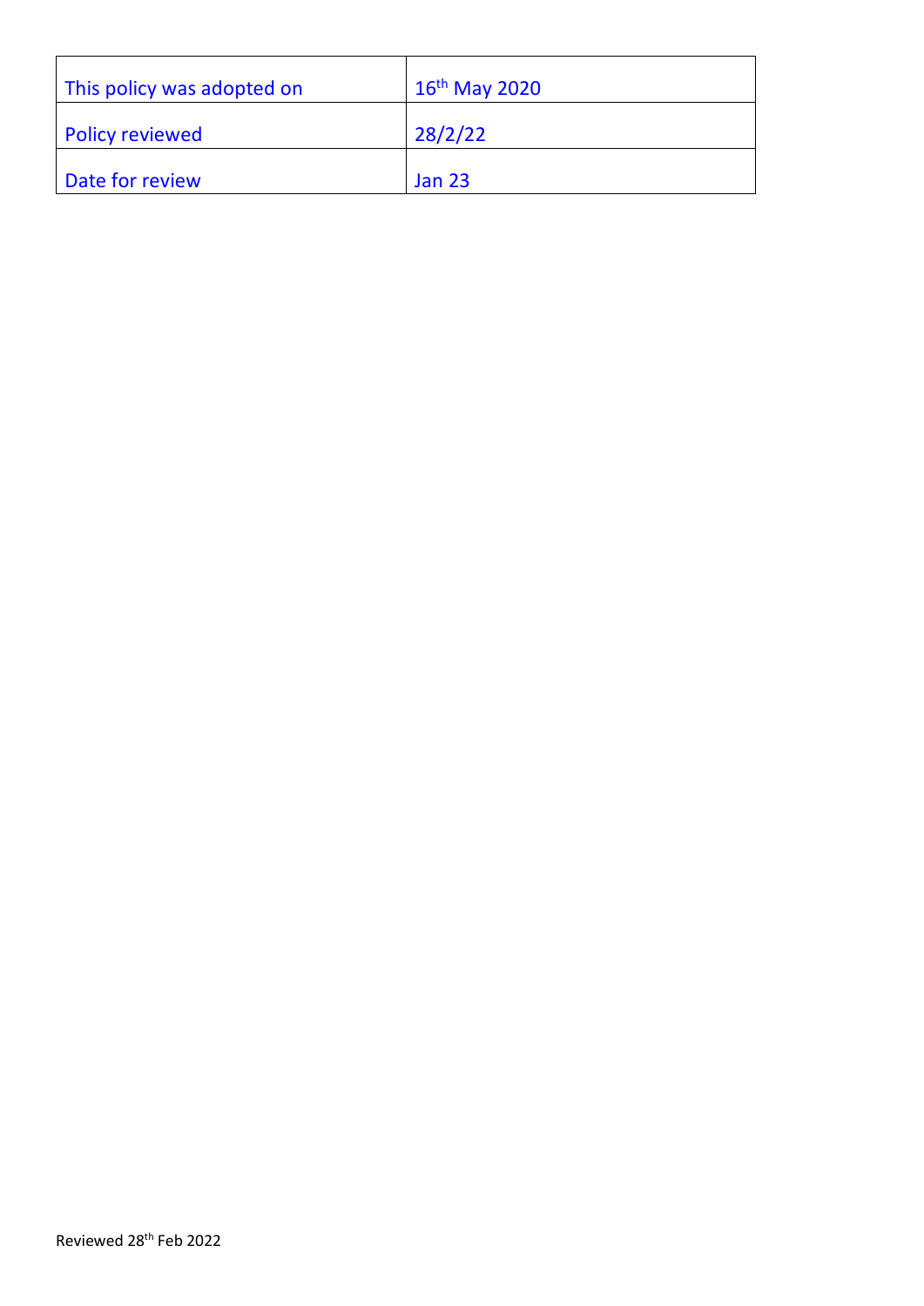| | |
|---|---|
| This policy was adopted on | 16th May 2020 |
| Policy reviewed | 28/2/22 |
| Date for review | Jan 23 |